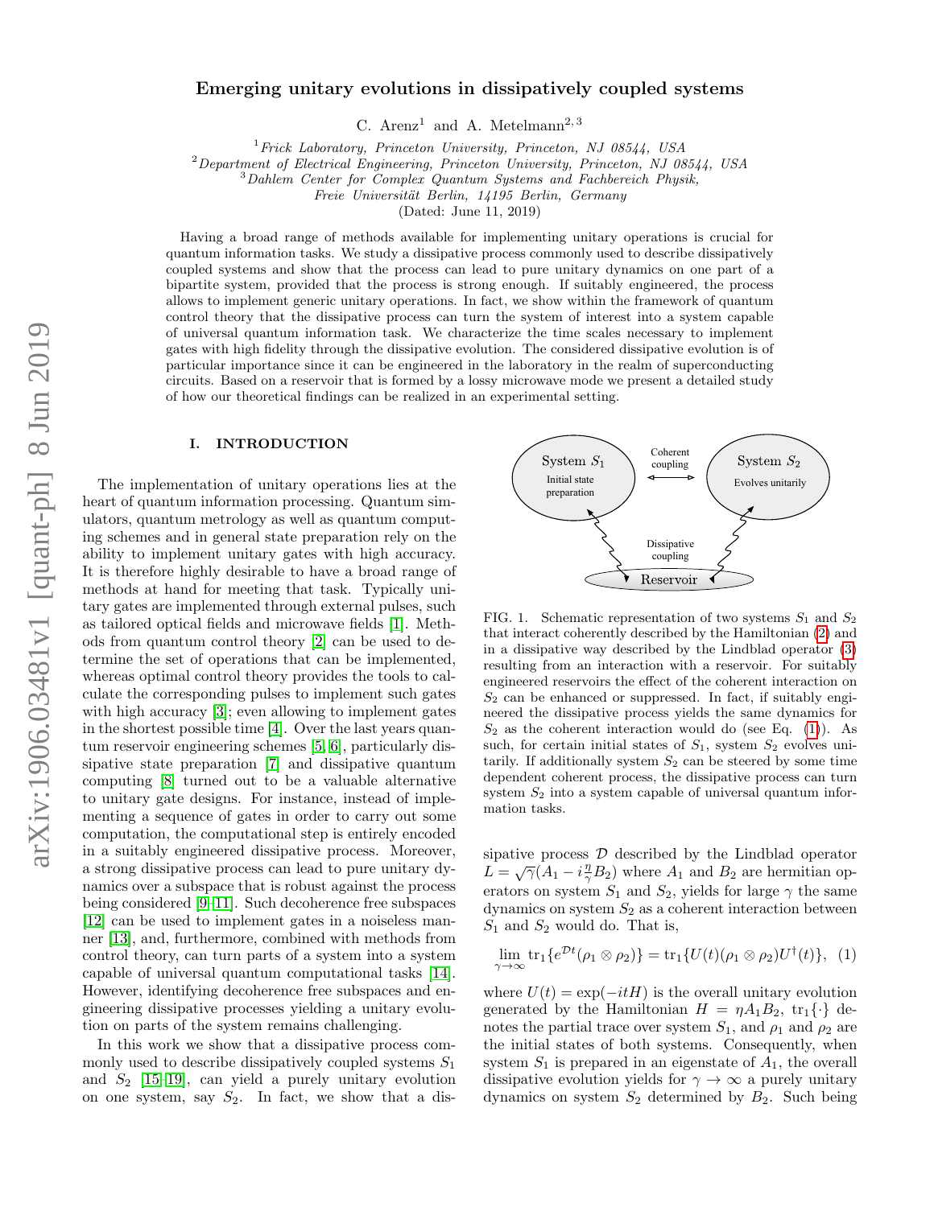# Emerging unitary evolutions in dissipatively coupled systems

C. Arenz[1] and A. Metelmann[2,3]

[1] *Frick Laboratory, Princeton University, Princeton, NJ 08544, USA*
[2] *Department of Electrical Engineering, Princeton University, Princeton, NJ 08544, USA*
[3] *Dahlem Center for Complex Quantum Systems and Fachbereich Physik, Freie Universität Berlin, 14195 Berlin, Germany*

(Dated: June 11, 2019)

Having a broad range of methods available for implementing unitary operations is crucial for quantum information tasks. We study a dissipative process commonly used to describe dissipatively coupled systems and show that the process can lead to pure unitary dynamics on one part of a bipartite system, provided that the process is strong enough. If suitably engineered, the process allows to implement generic unitary operations. In fact, we show within the framework of quantum control theory that the dissipative process can turn the system of interest into a system capable of universal quantum information task. We characterize the time scales necessary to implement gates with high fidelity through the dissipative evolution. The considered dissipative evolution is of particular importance since it can be engineered in the laboratory in the realm of superconducting circuits. Based on a reservoir that is formed by a lossy microwave mode we present a detailed study of how our theoretical findings can be realized in an experimental setting.

## I. INTRODUCTION

The implementation of unitary operations lies at the heart of quantum information processing. Quantum simulators, quantum metrology as well as quantum computing schemes and in general state preparation rely on the ability to implement unitary gates with high accuracy. It is therefore highly desirable to have a broad range of methods at hand for meeting that task. Typically unitary gates are implemented through external pulses, such as tailored optical fields and microwave fields [1]. Methods from quantum control theory [2] can be used to determine the set of operations that can be implemented, whereas optimal control theory provides the tools to calculate the corresponding pulses to implement such gates with high accuracy [3]; even allowing to implement gates in the shortest possible time [4]. Over the last years quantum reservoir engineering schemes [5, 6], particularly dissipative state preparation [7] and dissipative quantum computing [8] turned out to be a valuable alternative to unitary gate designs. For instance, instead of implementing a sequence of gates in order to carry out some computation, the computational step is entirely encoded in a suitably engineered dissipative process. Moreover, a strong dissipative process can lead to pure unitary dynamics over a subspace that is robust against the process being considered [9–11]. Such decoherence free subspaces [12] can be used to implement gates in a noiseless manner [13], and, furthermore, combined with methods from control theory, can turn parts of a system into a system capable of universal quantum computational tasks [14]. However, identifying decoherence free subspaces and engineering dissipative processes yielding a unitary evolution on parts of the system remains challenging.

In this work we show that a dissipative process commonly used to describe dissipatively coupled systems $S_1$ and $S_2$ [15–19], can yield a purely unitary evolution on one system, say $S_2$. In fact, we show that a dissipative process $\mathcal{D}$ described by the Lindblad operator $L = \sqrt{\gamma}(A_1 - i\frac{\eta}{\gamma}B_2)$ where $A_1$ and $B_2$ are hermitian operators on system $S_1$ and $S_2$, yields for large $\gamma$ the same dynamics on system $S_2$ as a coherent interaction between $S_1$ and $S_2$ would do. That is,

$$\lim_{\gamma\to\infty} \mathrm{tr}_1\{e^{\mathcal{D}t}(\rho_1 \otimes \rho_2)\} = \mathrm{tr}_1\{U(t)(\rho_1 \otimes \rho_2)U^\dagger(t)\}, \quad (1)$$

where $U(t) = \exp(-itH)$ is the overall unitary evolution generated by the Hamiltonian $H = \eta A_1 B_2$, $\mathrm{tr}_1\{\cdot\}$ denotes the partial trace over system $S_1$, and $\rho_1$ and $\rho_2$ are the initial states of both systems. Consequently, when system $S_1$ is prepared in an eigenstate of $A_1$, the overall dissipative evolution yields for $\gamma \to \infty$ a purely unitary dynamics on system $S_2$ determined by $B_2$. Such being

FIG. 1. Schematic representation of two systems $S_1$ and $S_2$ that interact coherently described by the Hamiltonian (2) and in a dissipative way described by the Lindblad operator (3) resulting from an interaction with a reservoir. For suitably engineered reservoirs the effect of the coherent interaction on $S_2$ can be enhanced or suppressed. In fact, if suitably engineered the dissipative process yields the same dynamics for $S_2$ as the coherent interaction would do (see Eq. (1)). As such, for certain initial states of $S_1$, system $S_2$ evolves unitarily. If additionally system $S_2$ can be steered by some time dependent coherent process, the dissipative process can turn system $S_2$ into a system capable of universal quantum information tasks.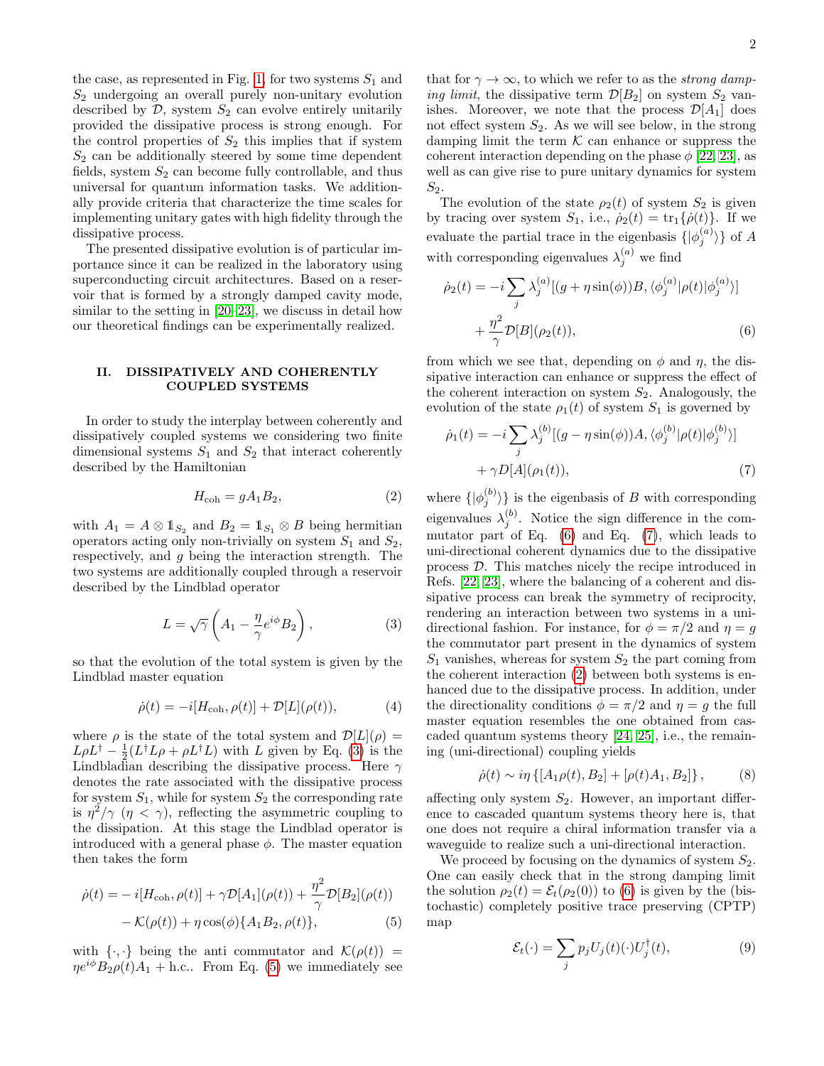the case, as represented in Fig. 1, for two systems $S_1$ and $S_2$ undergoing an overall purely non-unitary evolution described by $\mathcal{D}$, system $S_2$ can evolve entirely unitarily provided the dissipative process is strong enough. For the control properties of $S_2$ this implies that if system $S_2$ can be additionally steered by some time dependent fields, system $S_2$ can become fully controllable, and thus universal for quantum information tasks. We additionally provide criteria that characterize the time scales for implementing unitary gates with high fidelity through the dissipative process.

The presented dissipative evolution is of particular importance since it can be realized in the laboratory using superconducting circuit architectures. Based on a reservoir that is formed by a strongly damped cavity mode, similar to the setting in [20–23], we discuss in detail how our theoretical findings can be experimentally realized.

## II. DISSIPATIVELY AND COHERENTLY COUPLED SYSTEMS

In order to study the interplay between coherently and dissipatively coupled systems we considering two finite dimensional systems $S_1$ and $S_2$ that interact coherently described by the Hamiltonian

$$H_{\rm coh} = gA_1B_2, \tag{2}$$

with $A_1 = A \otimes \mathbb{1}_{S_2}$ and $B_2 = \mathbb{1}_{S_1} \otimes B$ being hermitian operators acting only non-trivially on system $S_1$ and $S_2$, respectively, and $g$ being the interaction strength. The two systems are additionally coupled through a reservoir described by the Lindblad operator

$$L = \sqrt{\gamma}\left(A_1 - \frac{\eta}{\gamma}e^{i\phi}B_2\right), \tag{3}$$

so that the evolution of the total system is given by the Lindblad master equation

$$\dot{\rho}(t) = -i[H_{\rm coh}, \rho(t)] + \mathcal{D}[L](\rho(t)), \tag{4}$$

where $\rho$ is the state of the total system and $\mathcal{D}[L](\rho) = L\rho L^\dagger - \frac{1}{2}(L^\dagger L\rho + \rho L^\dagger L)$ with $L$ given by Eq. (3) is the Lindbladian describing the dissipative process. Here $\gamma$ denotes the rate associated with the dissipative process for system $S_1$, while for system $S_2$ the corresponding rate is $\eta^2/\gamma$ ($\eta < \gamma$), reflecting the asymmetric coupling to the dissipation. At this stage the Lindblad operator is introduced with a general phase $\phi$. The master equation then takes the form

$$\begin{aligned}\dot{\rho}(t) = &-i[H_{\rm coh}, \rho(t)] + \gamma\mathcal{D}[A_1](\rho(t)) + \frac{\eta^2}{\gamma}\mathcal{D}[B_2](\rho(t)) \\ &- \mathcal{K}(\rho(t)) + \eta\cos(\phi)\{A_1B_2, \rho(t)\},\end{aligned} \tag{5}$$

with $\{\cdot,\cdot\}$ being the anti commutator and $\mathcal{K}(\rho(t)) = \eta e^{i\phi}B_2\rho(t)A_1 + \text{h.c.}$. From Eq. (5) we immediately see that for $\gamma \to \infty$, to which we refer to as the *strong damping limit*, the dissipative term $\mathcal{D}[B_2]$ on system $S_2$ vanishes. Moreover, we note that the process $\mathcal{D}[A_1]$ does not effect system $S_2$. As we will see below, in the strong damping limit the term $\mathcal{K}$ can enhance or suppress the coherent interaction depending on the phase $\phi$ [22, 23], as well as can give rise to pure unitary dynamics for system $S_2$.

The evolution of the state $\rho_2(t)$ of system $S_2$ is given by tracing over system $S_1$, i.e., $\dot{\rho}_2(t) = \text{tr}_1\{\dot{\rho}(t)\}$. If we evaluate the partial trace in the eigenbasis $\{|\phi_j^{(a)}\rangle\}$ of $A$ with corresponding eigenvalues $\lambda_j^{(a)}$ we find

$$\begin{aligned}\dot{\rho}_2(t) = &-i\sum_j \lambda_j^{(a)}[(g + \eta\sin(\phi))B, \langle\phi_j^{(a)}|\rho(t)|\phi_j^{(a)}\rangle] \\ &+ \frac{\eta^2}{\gamma}\mathcal{D}[B](\rho_2(t)),\end{aligned} \tag{6}$$

from which we see that, depending on $\phi$ and $\eta$, the dissipative interaction can enhance or suppress the effect of the coherent interaction on system $S_2$. Analogously, the evolution of the state $\rho_1(t)$ of system $S_1$ is governed by

$$\begin{aligned}\dot{\rho}_1(t) = &-i\sum_j \lambda_j^{(b)}[(g - \eta\sin(\phi))A, \langle\phi_j^{(b)}|\rho(t)|\phi_j^{(b)}\rangle] \\ &+ \gamma D[A](\rho_1(t)),\end{aligned} \tag{7}$$

where $\{|\phi_j^{(b)}\rangle\}$ is the eigenbasis of $B$ with corresponding eigenvalues $\lambda_j^{(b)}$. Notice the sign difference in the commutator part of Eq. (6) and Eq. (7), which leads to uni-directional coherent dynamics due to the dissipative process $\mathcal{D}$. This matches nicely the recipe introduced in Refs. [22, 23], where the balancing of a coherent and dissipative process can break the symmetry of reciprocity, rendering an interaction between two systems in a uni-directional fashion. For instance, for $\phi = \pi/2$ and $\eta = g$ the commutator part present in the dynamics of system $S_1$ vanishes, whereas for system $S_2$ the part coming from the coherent interaction (2) between both systems is enhanced due to the dissipative process. In addition, under the directionality conditions $\phi = \pi/2$ and $\eta = g$ the full master equation resembles the one obtained from cascaded quantum systems theory [24, 25], i.e., the remaining (uni-directional) coupling yields

$$\dot{\rho}(t) \sim i\eta\left\{[A_1\rho(t), B_2] + [\rho(t)A_1, B_2]\right\}, \tag{8}$$

affecting only system $S_2$. However, an important difference to cascaded quantum systems theory here is, that one does not require a chiral information transfer via a waveguide to realize such a uni-directional interaction.

We proceed by focusing on the dynamics of system $S_2$. One can easily check that in the strong damping limit the solution $\rho_2(t) = \mathcal{E}_t(\rho_2(0))$ to (6) is given by the (bistochastic) completely positive trace preserving (CPTP) map

$$\mathcal{E}_t(\cdot) = \sum_j p_j U_j(t)(\cdot)U_j^\dagger(t), \tag{9}$$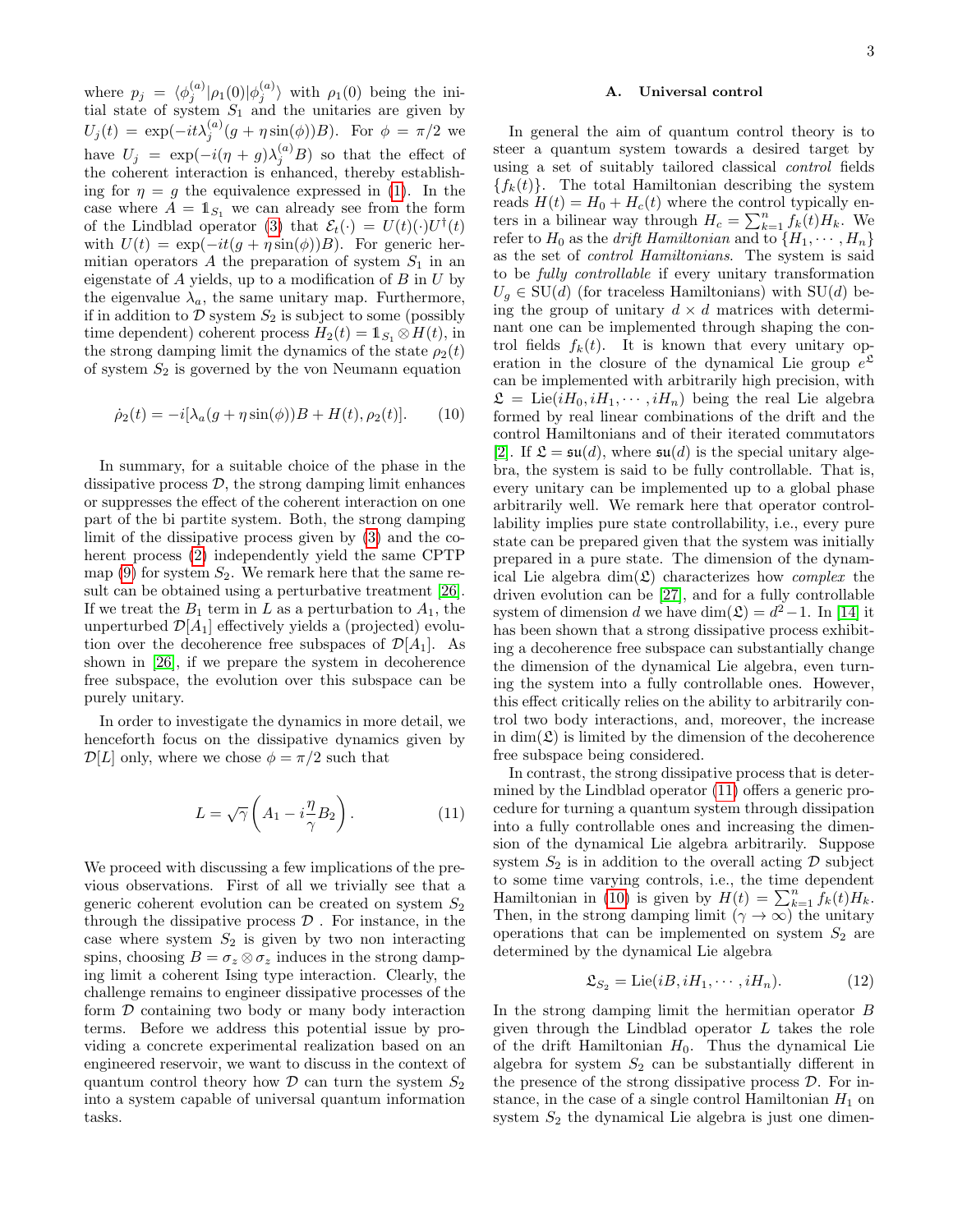where $p_j = \langle\phi_j^{(a)}|\rho_1(0)|\phi_j^{(a)}\rangle$ with $\rho_1(0)$ being the initial state of system $S_1$ and the unitaries are given by $U_j(t) = \exp(-it\lambda_j^{(a)}(g+\eta\sin(\phi))B)$. For $\phi = \pi/2$ we have $U_j = \exp(-i(\eta+g)\lambda_j^{(a)}B)$ so that the effect of the coherent interaction is enhanced, thereby establishing for $\eta = g$ the equivalence expressed in (1). In the case where $A = \mathbb{1}_{S_1}$ we can already see from the form of the Lindblad operator (3) that $\mathcal{E}_t(\cdot) = U(t)(\cdot)U^\dagger(t)$ with $U(t) = \exp(-it(g+\eta\sin(\phi))B)$. For generic hermitian operators $A$ the preparation of system $S_1$ in an eigenstate of $A$ yields, up to a modification of $B$ in $U$ by the eigenvalue $\lambda_a$, the same unitary map. Furthermore, if in addition to $\mathcal{D}$ system $S_2$ is subject to some (possibly time dependent) coherent process $H_2(t) = \mathbb{1}_{S_1}\otimes H(t)$, in the strong damping limit the dynamics of the state $\rho_2(t)$ of system $S_2$ is governed by the von Neumann equation

$$\dot{\rho}_2(t) = -i[\lambda_a(g+\eta\sin(\phi))B + H(t), \rho_2(t)]. \tag{10}$$

In summary, for a suitable choice of the phase in the dissipative process $\mathcal{D}$, the strong damping limit enhances or suppresses the effect of the coherent interaction on one part of the bi partite system. Both, the strong damping limit of the dissipative process given by (3) and the coherent process (2) independently yield the same CPTP map (9) for system $S_2$. We remark here that the same result can be obtained using a perturbative treatment [26]. If we treat the $B_1$ term in $L$ as a perturbation to $A_1$, the unperturbed $\mathcal{D}[A_1]$ effectively yields a (projected) evolution over the decoherence free subspaces of $\mathcal{D}[A_1]$. As shown in [26], if we prepare the system in decoherence free subspace, the evolution over this subspace can be purely unitary.

In order to investigate the dynamics in more detail, we henceforth focus on the dissipative dynamics given by $\mathcal{D}[L]$ only, where we chose $\phi = \pi/2$ such that

$$L = \sqrt{\gamma}\left(A_1 - i\frac{\eta}{\gamma}B_2\right). \tag{11}$$

We proceed with discussing a few implications of the previous observations. First of all we trivially see that a generic coherent evolution can be created on system $S_2$ through the dissipative process $\mathcal{D}$ . For instance, in the case where system $S_2$ is given by two non interacting spins, choosing $B = \sigma_z\otimes\sigma_z$ induces in the strong damping limit a coherent Ising type interaction. Clearly, the challenge remains to engineer dissipative processes of the form $\mathcal{D}$ containing two body or many body interaction terms. Before we address this potential issue by providing a concrete experimental realization based on an engineered reservoir, we want to discuss in the context of quantum control theory how $\mathcal{D}$ can turn the system $S_2$ into a system capable of universal quantum information tasks.

### A. Universal control

In general the aim of quantum control theory is to steer a quantum system towards a desired target by using a set of suitably tailored classical *control* fields $\{f_k(t)\}$. The total Hamiltonian describing the system reads $H(t) = H_0 + H_c(t)$ where the control typically enters in a bilinear way through $H_c = \sum_{k=1}^n f_k(t)H_k$. We refer to $H_0$ as the *drift Hamiltonian* and to $\{H_1,\cdots,H_n\}$ as the set of *control Hamiltonians*. The system is said to be *fully controllable* if every unitary transformation $U_g \in \mathrm{SU}(d)$ (for traceless Hamiltonians) with $\mathrm{SU}(d)$ being the group of unitary $d\times d$ matrices with determinant one can be implemented through shaping the control fields $f_k(t)$. It is known that every unitary operation in the closure of the dynamical Lie group $e^{\mathfrak{L}}$ can be implemented with arbitrarily high precision, with $\mathfrak{L} = \mathrm{Lie}(iH_0, iH_1,\cdots,iH_n)$ being the real Lie algebra formed by real linear combinations of the drift and the control Hamiltonians and of their iterated commutators [2]. If $\mathfrak{L} = \mathfrak{su}(d)$, where $\mathfrak{su}(d)$ is the special unitary algebra, the system is said to be fully controllable. That is, every unitary can be implemented up to a global phase arbitrarily well. We remark here that operator controllability implies pure state controllability, i.e., every pure state can be prepared given that the system was initially prepared in a pure state. The dimension of the dynamical Lie algebra $\dim(\mathfrak{L})$ characterizes how *complex* the driven evolution can be [27], and for a fully controllable system of dimension $d$ we have $\dim(\mathfrak{L}) = d^2-1$. In [14] it has been shown that a strong dissipative process exhibiting a decoherence free subspace can substantially change the dimension of the dynamical Lie algebra, even turning the system into a fully controllable ones. However, this effect critically relies on the ability to arbitrarily control two body interactions, and, moreover, the increase in $\dim(\mathfrak{L})$ is limited by the dimension of the decoherence free subspace being considered.

In contrast, the strong dissipative process that is determined by the Lindblad operator (11) offers a generic procedure for turning a quantum system through dissipation into a fully controllable ones and increasing the dimension of the dynamical Lie algebra arbitrarily. Suppose system $S_2$ is in addition to the overall acting $\mathcal{D}$ subject to some time varying controls, i.e., the time dependent Hamiltonian in (10) is given by $H(t) = \sum_{k=1}^n f_k(t)H_k$. Then, in the strong damping limit ($\gamma\to\infty$) the unitary operations that can be implemented on system $S_2$ are determined by the dynamical Lie algebra

$$\mathfrak{L}_{S_2} = \mathrm{Lie}(iB, iH_1,\cdots,iH_n). \tag{12}$$

In the strong damping limit the hermitian operator $B$ given through the Lindblad operator $L$ takes the role of the drift Hamiltonian $H_0$. Thus the dynamical Lie algebra for system $S_2$ can be substantially different in the presence of the strong dissipative process $\mathcal{D}$. For instance, in the case of a single control Hamiltonian $H_1$ on system $S_2$ the dynamical Lie algebra is just one dimen-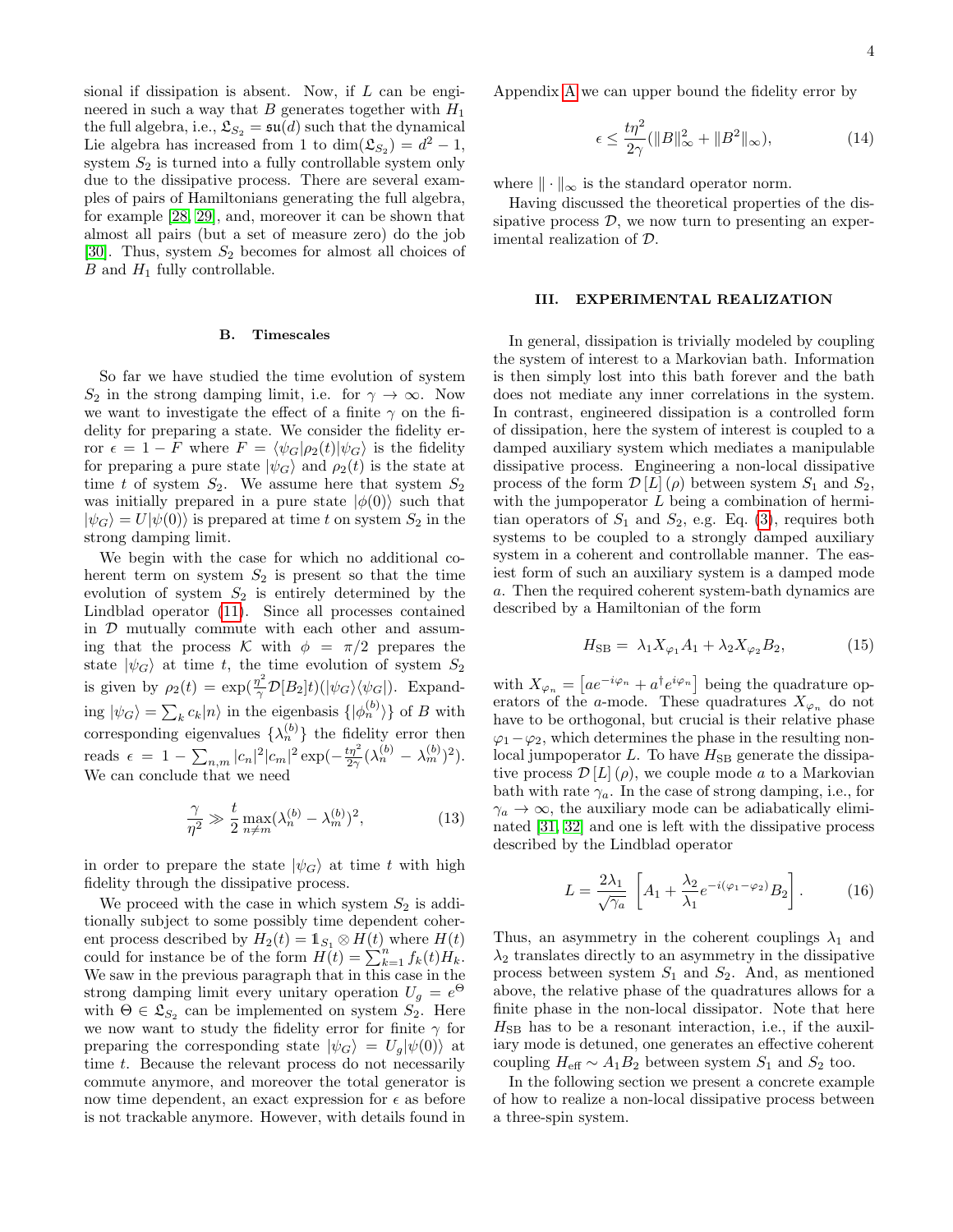sional if dissipation is absent. Now, if $L$ can be engineered in such a way that $B$ generates together with $H_1$ the full algebra, i.e., $\mathfrak{L}_{S_2} = \mathfrak{su}(d)$ such that the dynamical Lie algebra has increased from 1 to $\dim(\mathfrak{L}_{S_2}) = d^2 - 1$, system $S_2$ is turned into a fully controllable system only due to the dissipative process. There are several examples of pairs of Hamiltonians generating the full algebra, for example [28, 29], and, moreover it can be shown that almost all pairs (but a set of measure zero) do the job [30]. Thus, system $S_2$ becomes for almost all choices of $B$ and $H_1$ fully controllable.

### B. Timescales

So far we have studied the time evolution of system $S_2$ in the strong damping limit, i.e. for $\gamma \to \infty$. Now we want to investigate the effect of a finite $\gamma$ on the fidelity for preparing a state. We consider the fidelity error $\epsilon = 1 - F$ where $F = \langle \psi_G | \rho_2(t) | \psi_G \rangle$ is the fidelity for preparing a pure state $|\psi_G\rangle$ and $\rho_2(t)$ is the state at time $t$ of system $S_2$. We assume here that system $S_2$ was initially prepared in a pure state $|\phi(0)\rangle$ such that $|\psi_G\rangle = U|\psi(0)\rangle$ is prepared at time $t$ on system $S_2$ in the strong damping limit.

We begin with the case for which no additional coherent term on system $S_2$ is present so that the time evolution of system $S_2$ is entirely determined by the Lindblad operator (11). Since all processes contained in $\mathcal{D}$ mutually commute with each other and assuming that the process $\mathcal{K}$ with $\phi = \pi/2$ prepares the state $|\psi_G\rangle$ at time $t$, the time evolution of system $S_2$ is given by $\rho_2(t) = \exp(\frac{\eta^2}{\gamma}\mathcal{D}[B_2]t)(|\psi_G\rangle\langle\psi_G|)$. Expanding $|\psi_G\rangle = \sum_k c_k |n\rangle$ in the eigenbasis $\{|\phi_n^{(b)}\rangle\}$ of $B$ with corresponding eigenvalues $\{\lambda_n^{(b)}\}$ the fidelity error then reads $\epsilon = 1 - \sum_{n,m} |c_n|^2 |c_m|^2 \exp(-\frac{t\eta^2}{2\gamma}(\lambda_n^{(b)} - \lambda_m^{(b)})^2)$. We can conclude that we need

$$\frac{\gamma}{\eta^2} \gg \frac{t}{2} \max_{n \neq m} (\lambda_n^{(b)} - \lambda_m^{(b)})^2, \tag{13}$$

in order to prepare the state $|\psi_G\rangle$ at time $t$ with high fidelity through the dissipative process.

We proceed with the case in which system $S_2$ is additionally subject to some possibly time dependent coherent process described by $H_2(t) = \mathbb{1}_{S_1} \otimes H(t)$ where $H(t)$ could for instance be of the form $H(t) = \sum_{k=1}^{n} f_k(t) H_k$. We saw in the previous paragraph that in this case in the strong damping limit every unitary operation $U_g = e^{\Theta}$ with $\Theta \in \mathfrak{L}_{S_2}$ can be implemented on system $S_2$. Here we now want to study the fidelity error for finite $\gamma$ for preparing the corresponding state $|\psi_G\rangle = U_g|\psi(0)\rangle$ at time $t$. Because the relevant process do not necessarily commute anymore, and moreover the total generator is now time dependent, an exact expression for $\epsilon$ as before is not trackable anymore. However, with details found in Appendix A we can upper bound the fidelity error by

$$\epsilon \leq \frac{t\eta^2}{2\gamma}(\|B\|_\infty^2 + \|B^2\|_\infty), \tag{14}$$

where $\|\cdot\|_\infty$ is the standard operator norm.

Having discussed the theoretical properties of the dissipative process $\mathcal{D}$, we now turn to presenting an experimental realization of $\mathcal{D}$.

## III. EXPERIMENTAL REALIZATION

In general, dissipation is trivially modeled by coupling the system of interest to a Markovian bath. Information is then simply lost into this bath forever and the bath does not mediate any inner correlations in the system. In contrast, engineered dissipation is a controlled form of dissipation, here the system of interest is coupled to a damped auxiliary system which mediates a manipulable dissipative process. Engineering a non-local dissipative process of the form $\mathcal{D}[L](\rho)$ between system $S_1$ and $S_2$, with the jumpoperator $L$ being a combination of hermitian operators of $S_1$ and $S_2$, e.g. Eq. (3), requires both systems to be coupled to a strongly damped auxiliary system in a coherent and controllable manner. The easiest form of such an auxiliary system is a damped mode $a$. Then the required coherent system-bath dynamics are described by a Hamiltonian of the form

$$H_{\rm SB} = \lambda_1 X_{\varphi_1} A_1 + \lambda_2 X_{\varphi_2} B_2, \tag{15}$$

with $X_{\varphi_n} = \left[a e^{-i\varphi_n} + a^\dagger e^{i\varphi_n}\right]$ being the quadrature operators of the $a$-mode. These quadratures $X_{\varphi_n}$ do not have to be orthogonal, but crucial is their relative phase $\varphi_1 - \varphi_2$, which determines the phase in the resulting non-local jumpoperator $L$. To have $H_{\rm SB}$ generate the dissipative process $\mathcal{D}[L](\rho)$, we couple mode $a$ to a Markovian bath with rate $\gamma_a$. In the case of strong damping, i.e., for $\gamma_a \to \infty$, the auxiliary mode can be adiabatically eliminated [31, 32] and one is left with the dissipative process described by the Lindblad operator

$$L = \frac{2\lambda_1}{\sqrt{\gamma_a}} \left[A_1 + \frac{\lambda_2}{\lambda_1} e^{-i(\varphi_1 - \varphi_2)} B_2\right]. \tag{16}$$

Thus, an asymmetry in the coherent couplings $\lambda_1$ and $\lambda_2$ translates directly to an asymmetry in the dissipative process between system $S_1$ and $S_2$. And, as mentioned above, the relative phase of the quadratures allows for a finite phase in the non-local dissipator. Note that here $H_{\rm SB}$ has to be a resonant interaction, i.e., if the auxiliary mode is detuned, one generates an effective coherent coupling $H_{\rm eff} \sim A_1 B_2$ between system $S_1$ and $S_2$ too.

In the following section we present a concrete example of how to realize a non-local dissipative process between a three-spin system.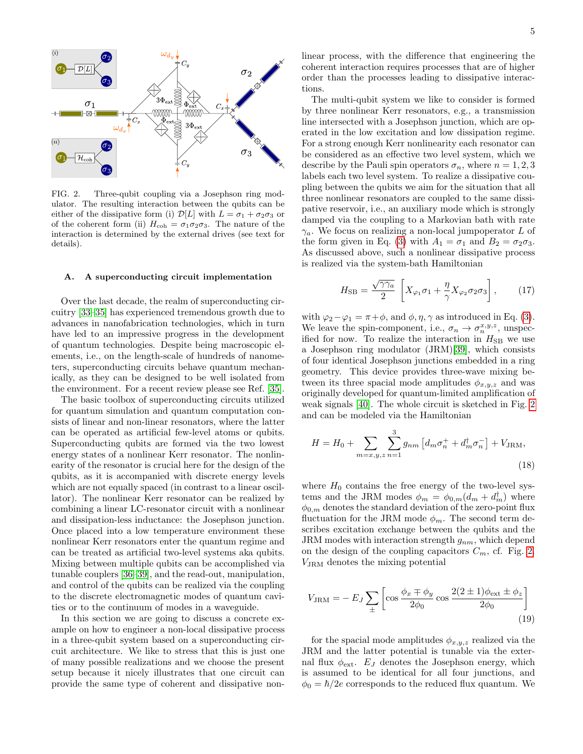FIG. 2. Three-qubit coupling via a Josephson ring modulator. The resulting interaction between the qubits can be either of the dissipative form (i) $\mathcal{D}[L]$ with $L = \sigma_1 + \sigma_2\sigma_3$ or of the coherent form (ii) $H_{\rm coh} = \sigma_1\sigma_2\sigma_3$. The nature of the interaction is determined by the external drives (see text for details).

### A. A superconducting circuit implementation

Over the last decade, the realm of superconducting circuitry [33–35] has experienced tremendous growth due to advances in nanofabrication technologies, which in turn have led to an impressive progress in the development of quantum technologies. Despite being macroscopic elements, i.e., on the length-scale of hundreds of nanometers, superconducting circuits behave quantum mechanically, as they can be designed to be well isolated from the environment. For a recent review please see Ref. [35].

The basic toolbox of superconducting circuits utilized for quantum simulation and quantum computation consists of linear and non-linear resonators, where the latter can be operated as artificial few-level atoms or qubits. Superconducting qubits are formed via the two lowest energy states of a nonlinear Kerr resonator. The nonlinearity of the resonator is crucial here for the design of the qubits, as it is accompanied with discrete energy levels which are not equally spaced (in contrast to a linear oscillator). The nonlinear Kerr resonator can be realized by combining a linear LC-resonator circuit with a nonlinear and dissipation-less inductance: the Josephson junction. Once placed into a low temperature environment these nonlinear Kerr resonators enter the quantum regime and can be treated as artificial two-level systems aka qubits. Mixing between multiple qubits can be accomplished via tunable couplers [36–39], and the read-out, manipulation, and control of the qubits can be realized via the coupling to the discrete electromagnetic modes of quantum cavities or to the continuum of modes in a waveguide.

In this section we are going to discuss a concrete example on how to engineer a non-local dissipative process in a three-qubit system based on a superconducting circuit architecture. We like to stress that this is just one of many possible realizations and we choose the present setup because it nicely illustrates that one circuit can provide the same type of coherent and dissipative nonlinear process, with the difference that engineering the coherent interaction requires processes that are of higher order than the processes leading to dissipative interactions.

The multi-qubit system we like to consider is formed by three nonlinear Kerr resonators, e.g., a transmission line intersected with a Josephson junction, which are operated in the low excitation and low dissipation regime. For a strong enough Kerr nonlinearity each resonator can be considered as an effective two level system, which we describe by the Pauli spin operators $\sigma_n$, where $n = 1, 2, 3$ labels each two level system. To realize a dissipative coupling between the qubits we aim for the situation that all three nonlinear resonators are coupled to the same dissipative reservoir, i.e., an auxiliary mode which is strongly damped via the coupling to a Markovian bath with rate $\gamma_a$. We focus on realizing a non-local jumpoperator $L$ of the form given in Eq. (3) with $A_1 = \sigma_1$ and $B_2 = \sigma_2\sigma_3$. As discussed above, such a nonlinear dissipative process is realized via the system-bath Hamiltonian

$$H_{\rm SB} = \frac{\sqrt{\gamma\gamma_a}}{2}\left[X_{\varphi_1}\sigma_1 + \frac{\eta}{\gamma}X_{\varphi_2}\sigma_2\sigma_3\right], \qquad (17)$$

with $\varphi_2 - \varphi_1 = \pi + \phi$, and $\phi, \eta, \gamma$ as introduced in Eq. (3). We leave the spin-component, i.e., $\sigma_n \rightarrow \sigma_n^{x,y,z}$, unspecified for now. To realize the interaction in $H_{\rm SB}$ we use a Josephson ring modulator (JRM)[39], which consists of four identical Josephson junctions embedded in a ring geometry. This device provides three-wave mixing between its three spatial mode amplitudes $\phi_{x,y,z}$ and was originally developed for quantum-limited amplification of weak signals [40]. The whole circuit is sketched in Fig. 2 and can be modeled via the Hamiltonian

$$H = H_0 + \sum_{m=x,y,z}\sum_{n=1}^{3} g_{nm}\left[d_m\sigma_n^+ + d_m^\dagger\sigma_n^-\right] + V_{\rm JRM}, \qquad (18)$$

where $H_0$ contains the free energy of the two-level systems and the JRM modes $\phi_m = \phi_{0,m}(d_m + d_m^\dagger)$ where $\phi_{0,m}$ denotes the standard deviation of the zero-point flux fluctuation for the JRM mode $\phi_m$. The second term describes excitation exchange between the qubits and the JRM modes with interaction strength $g_{nm}$, which depend on the design of the coupling capacitors $C_m$, cf. Fig. 2. $V_{\rm JRM}$ denotes the mixing potential

$$V_{\rm JRM} = -E_J\sum_{\pm}\left[\cos\frac{\phi_x \mp \phi_y}{2\phi_0}\cos\frac{2(2\pm 1)\phi_{\rm ext} \pm \phi_z}{2\phi_0}\right] \qquad (19)$$

for the spacial mode amplitudes $\phi_{x,y,z}$ realized via the JRM and the latter potential is tunable via the external flux $\phi_{\rm ext}$. $E_J$ denotes the Josephson energy, which is assumed to be identical for all four junctions, and $\phi_0 = \hbar/2e$ corresponds to the reduced flux quantum. We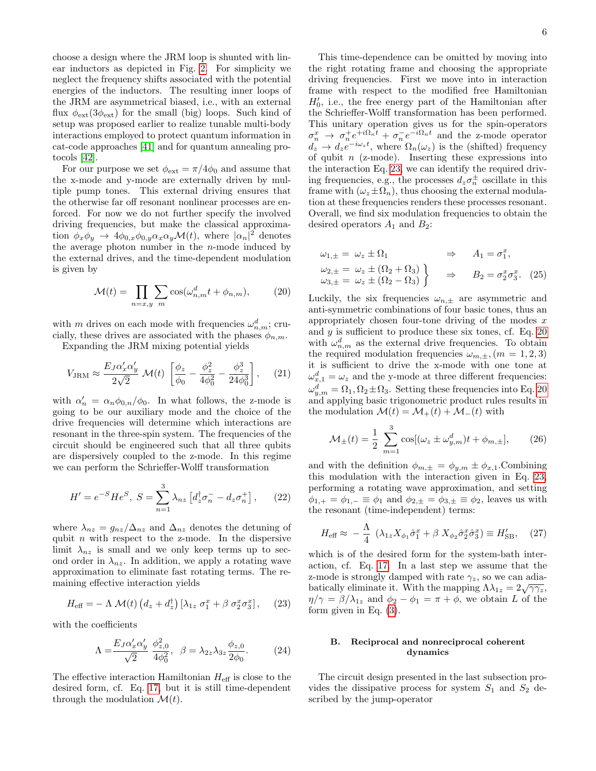choose a design where the JRM loop is shunted with linear inductors as depicted in Fig. 2. For simplicity we neglect the frequency shifts associated with the potential energies of the inductors. The resulting inner loops of the JRM are asymmetrical biased, i.e., with an external flux $\phi_{\rm ext}(3\phi_{\rm ext})$ for the small (big) loops. Such kind of setup was proposed earlier to realize tunable multi-body interactions employed to protect quantum information in cat-code approaches [41] and for quantum annealing protocols [42].

For our purpose we set $\phi_{\rm ext} = \pi/4\phi_0$ and assume that the x-mode and y-mode are externally driven by multiple pump tones. This external driving ensures that the otherwise far off resonant nonlinear processes are enforced. For now we do not further specify the involved driving frequencies, but make the classical approximation $\phi_x\phi_y \to 4\phi_{0,x}\phi_{0,y}\alpha_x\alpha_y\mathcal{M}(t)$, where $|\alpha_n|^2$ denotes the average photon number in the $n$-mode induced by the external drives, and the time-dependent modulation is given by

$$\mathcal{M}(t) = \prod_{n=x,y}\sum_m \cos(\omega^d_{n,m}t + \phi_{n,m}), \tag{20}$$

with $m$ drives on each mode with frequencies $\omega^d_{n,m}$; crucially, these drives are associated with the phases $\phi_{n,m}$.

Expanding the JRM mixing potential yields

$$V_{\rm JRM} \approx \frac{E_J\alpha'_x\alpha'_y}{2\sqrt{2}}\,\mathcal{M}(t)\,\left[\frac{\phi_z}{\phi_0} - \frac{\phi_z^2}{4\phi_0^2} - \frac{\phi_z^3}{24\phi_0^3}\right], \tag{21}$$

with $\alpha'_n = \alpha_n\phi_{0,n}/\phi_0$. In what follows, the z-mode is going to be our auxiliary mode and the choice of the drive frequencies will determine which interactions are resonant in the three-spin system. The frequencies of the circuit should be engineered such that all three qubits are dispersively coupled to the z-mode. In this regime we can perform the Schrieffer-Wolff transformation

$$H' = e^{-S}He^{S},\; S = \sum_{n=1}^{3}\lambda_{nz}\left[d_z^\dagger\sigma_n^- - d_z\sigma_n^+\right], \tag{22}$$

where $\lambda_{nz} = g_{nz}/\Delta_{nz}$ and $\Delta_{nz}$ denotes the detuning of qubit $n$ with respect to the z-mode. In the dispersive limit $\lambda_{nz}$ is small and we only keep terms up to second order in $\lambda_{nz}$. In addition, we apply a rotating wave approximation to eliminate fast rotating terms. The remaining effective interaction yields

$$H_{\rm eff} = -\,\Lambda\,\mathcal{M}(t)\left(d_z + d_z^\dagger\right)\left[\lambda_{1z}\,\sigma_1^x + \beta\,\sigma_2^x\sigma_3^x\right], \tag{23}$$

with the coefficients

$$\Lambda = \frac{E_J\alpha'_x\alpha'_y}{\sqrt{2}}\,\frac{\phi_{z,0}^2}{4\phi_0^2},\;\; \beta = \lambda_{2z}\lambda_{3z}\frac{\phi_{z,0}}{2\phi_0}. \tag{24}$$

The effective interaction Hamiltonian $H_{\rm eff}$ is close to the desired form, cf. Eq. 17, but it is still time-dependent through the modulation $\mathcal{M}(t)$.

This time-dependence can be omitted by moving into the right rotating frame and choosing the appropriate driving frequencies. First we move into in interaction frame with respect to the modified free Hamiltonian $H_0'$, i.e., the free energy part of the Hamiltonian after the Schrieffer-Wolff transformation has been performed. This unitary operation gives us for the spin-operators $\sigma_n^x \to \sigma_n^+ e^{+i\Omega_n t} + \sigma_n^- e^{-i\Omega_n t}$ and the z-mode operator $d_z \to d_z e^{-i\omega_z t}$, where $\Omega_n(\omega_z)$ is the (shifted) frequency of qubit $n$ (z-mode). Inserting these expressions into the interaction Eq. 23, we can identify the required driving frequencies, e.g., the processes $d_z\sigma_n^\pm$ oscillate in this frame with $(\omega_z \pm \Omega_n)$, thus choosing the external modulation at these frequencies renders these processes resonant. Overall, we find six modulation frequencies to obtain the desired operators $A_1$ and $B_2$:

$$\begin{aligned} \omega_{1,\pm} &= \omega_z \pm \Omega_1 && \Rightarrow \quad A_1 = \sigma_1^x, \\ \left.\begin{aligned}\omega_{2,\pm} &= \omega_z \pm (\Omega_2 + \Omega_3)\\ \omega_{3,\pm} &= \omega_z \pm (\Omega_2 - \Omega_3)\end{aligned}\right\} & && \Rightarrow \quad B_2 = \sigma_2^x\sigma_3^x. \end{aligned} \tag{25}$$

Luckily, the six frequencies $\omega_{n,\pm}$ are asymmetric and anti-symmetric combinations of four basic tones, thus an appropriately chosen four-tone driving of the modes $x$ and $y$ is sufficient to produce these six tones, cf. Eq. 20 with $\omega^d_{n,m}$ as the external drive frequencies. To obtain the required modulation frequencies $\omega_{m,\pm}, (m = 1, 2, 3)$ it is sufficient to drive the x-mode with one tone at $\omega^d_{x,1} = \omega_z$ and the y-mode at three different frequencies: $\omega^d_{y,m} = \Omega_1, \Omega_2 \pm \Omega_3$. Setting these frequencies into Eq. 20 and applying basic trigonometric product rules results in the modulation $\mathcal{M}(t) = \mathcal{M}_+(t) + \mathcal{M}_-(t)$ with

$$\mathcal{M}_\pm(t) = \frac{1}{2}\sum_{m=1}^{3}\cos[(\omega_z \pm \omega^d_{y,m})t + \phi_{m,\pm}], \tag{26}$$

and with the definition $\phi_{m,\pm} = \phi_{y,m} \pm \phi_{x,1}$.Combining this modulation with the interaction given in Eq. 23, performing a rotating wave approximation, and setting $\phi_{1,+} = \phi_{1,-} \equiv \phi_1$ and $\phi_{2,\pm} = \phi_{3,\pm} \equiv \phi_2$, leaves us with the resonant (time-independent) terms:

$$H_{\rm eff} \approx -\,\frac{\Lambda}{4}\,\left(\lambda_{1z}X_{\phi_1}\hat\sigma_1^x + \beta\,X_{\phi_2}\hat\sigma_2^x\hat\sigma_3^x\right) \equiv H'_{\rm SB}, \tag{27}$$

which is of the desired form for the system-bath interaction, cf. Eq. 17. In a last step we assume that the z-mode is strongly damped with rate $\gamma_z$, so we can adiabatically eliminate it. With the mapping $\Lambda\lambda_{1z} = 2\sqrt{\gamma\gamma_z}$, $\eta/\gamma = \beta/\lambda_{1z}$ and $\phi_2 - \phi_1 = \pi + \phi$, we obtain $L$ of the form given in Eq. (3).

### B. Reciprocal and nonreciprocal coherent dynamics

The circuit design presented in the last subsection provides the dissipative process for system $S_1$ and $S_2$ described by the jump-operator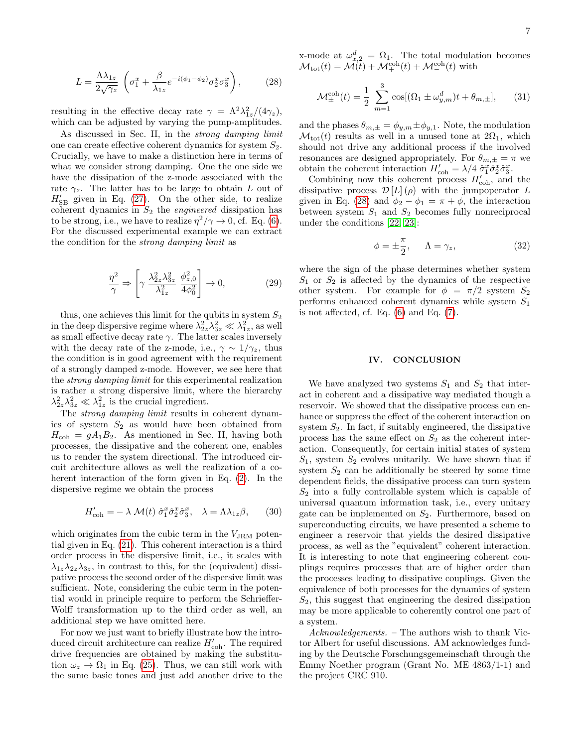$$
L = \frac{\Lambda \lambda_{1z}}{2\sqrt{\gamma_z}} \left( \sigma_1^x + \frac{\beta}{\lambda_{1z}} e^{-i(\phi_1 - \phi_2)} \sigma_2^x \sigma_3^x \right), \tag{28}
$$

resulting in the effective decay rate $\gamma = \Lambda^2 \lambda_{1z}^2 / (4\gamma_z)$, which can be adjusted by varying the pump-amplitudes.

As discussed in Sec. II, in the *strong damping limit* one can create effective coherent dynamics for system $S_2$. Crucially, we have to make a distinction here in terms of what we consider strong damping. One the one side we have the dissipation of the z-mode associated with the rate $\gamma_z$. The latter has to be large to obtain $L$ out of $H'_{\rm SB}$ given in Eq. (27). On the other side, to realize coherent dynamics in $S_2$ the *engineered* dissipation has to be strong, i.e., we have to realize $\eta^2/\gamma \to 0$, cf. Eq. (6). For the discussed experimental example we can extract the condition for the *strong damping limit* as

$$
\frac{\eta^2}{\gamma} \Rightarrow \left[ \gamma \, \frac{\lambda_{2z}^2 \lambda_{3z}^2}{\lambda_{1z}^2} \, \frac{\phi_{z,0}^2}{4\phi_0^2} \right] \to 0, \tag{29}
$$

thus, one achieves this limit for the qubits in system $S_2$ in the deep dispersive regime where $\lambda_{2z}^2 \lambda_{3z}^2 \ll \lambda_{1z}^2$, as well as small effective decay rate $\gamma$. The latter scales inversely with the decay rate of the z-mode, i.e., $\gamma \sim 1/\gamma_z$, thus the condition is in good agreement with the requirement of a strongly damped z-mode. However, we see here that the *strong damping limit* for this experimental realization is rather a strong dispersive limit, where the hierarchy $\lambda_{2z}^2 \lambda_{3z}^2 \ll \lambda_{1z}^2$ is the crucial ingredient.

The *strong damping limit* results in coherent dynamics of system $S_2$ as would have been obtained from $H_{\rm coh} = g A_1 B_2$. As mentioned in Sec. II, having both processes, the dissipative and the coherent one, enables us to render the system directional. The introduced circuit architecture allows as well the realization of a coherent interaction of the form given in Eq. (2). In the dispersive regime we obtain the process

$$
H'_{\rm coh} = -\, \lambda \, \mathcal{M}(t) \, \hat{\sigma}_1^x \hat{\sigma}_2^x \hat{\sigma}_3^x, \quad \lambda = \Lambda \lambda_{1z} \beta, \tag{30}
$$

which originates from the cubic term in the $V_{\rm JRM}$ potential given in Eq. (21). This coherent interaction is a third order process in the dispersive limit, i.e., it scales with $\lambda_{1z} \lambda_{2z} \lambda_{3z}$, in contrast to this, for the (equivalent) dissipative process the second order of the dispersive limit was sufficient. Note, considering the cubic term in the potential would in principle require to perform the Schrieffer-Wolff transformation up to the third order as well, an additional step we have omitted here.

For now we just want to briefly illustrate how the introduced circuit architecture can realize $H'_{\rm coh}$. The required drive frequencies are obtained by making the substitution $\omega_z \to \Omega_1$ in Eq. (25). Thus, we can still work with the same basic tones and just add another drive to the x-mode at $\omega_{x,2}^d = \Omega_1$. The total modulation becomes $\mathcal{M}_{\rm tot}(t) = \mathcal{M}(t) + \mathcal{M}_+^{\rm coh}(t) + \mathcal{M}_-^{\rm coh}(t)$ with

$$
\mathcal{M}_\pm^{\rm coh}(t) = \frac{1}{2} \sum_{m=1}^{3} \cos[(\Omega_1 \pm \omega_{y,m}^d)t + \theta_{m,\pm}], \tag{31}
$$

and the phases $\theta_{m,\pm} = \phi_{y,m} \pm \phi_{y,1}$. Note, the modulation $\mathcal{M}_{\rm tot}(t)$ results as well in a unused tone at $2\Omega_1$, which should not drive any additional process if the involved resonances are designed appropriately. For $\theta_{m,\pm} = \pi$ we obtain the coherent interaction $H'_{\rm coh} = \lambda/4 \, \hat{\sigma}_1^x \hat{\sigma}_2^x \hat{\sigma}_3^x$.

Combining now this coherent process $H'_{\rm coh}$, and the dissipative process $\mathcal{D}[L](\rho)$ with the jumpoperator $L$ given in Eq. (28) and $\phi_2 - \phi_1 = \pi + \phi$, the interaction between system $S_1$ and $S_2$ becomes fully nonreciprocal under the conditions [22, 23]:

$$
\phi = \pm \frac{\pi}{2}, \qquad \Lambda = \gamma_z, \tag{32}
$$

where the sign of the phase determines whether system $S_1$ or $S_2$ is affected by the dynamics of the respective other system. For example for $\phi = \pi/2$ system $S_2$ performs enhanced coherent dynamics while system $S_1$ is not affected, cf. Eq. (6) and Eq. (7).

## IV. CONCLUSION

We have analyzed two systems $S_1$ and $S_2$ that interact in coherent and a dissipative way mediated though a reservoir. We showed that the dissipative process can enhance or suppress the effect of the coherent interaction on system $S_2$. In fact, if suitably engineered, the dissipative process has the same effect on $S_2$ as the coherent interaction. Consequently, for certain initial states of system $S_1$, system $S_2$ evolves unitarily. We have shown that if system $S_2$ can be additionally be steered by some time dependent fields, the dissipative process can turn system $S_2$ into a fully controllable system which is capable of universal quantum information task, i.e., every unitary gate can be implemented on $S_2$. Furthermore, based on superconducting circuits, we have presented a scheme to engineer a reservoir that yields the desired dissipative process, as well as the "equivalent" coherent interaction. It is interesting to note that engineering coherent couplings requires processes that are of higher order than the processes leading to dissipative couplings. Given the equivalence of both processes for the dynamics of system $S_2$, this suggest that engineering the desired dissipation may be more applicable to coherently control one part of a system.

*Acknowledgements.* – The authors wish to thank Victor Albert for useful discussions. AM acknowledges funding by the Deutsche Forschungsgemeinschaft through the Emmy Noether program (Grant No. ME 4863/1-1) and the project CRC 910.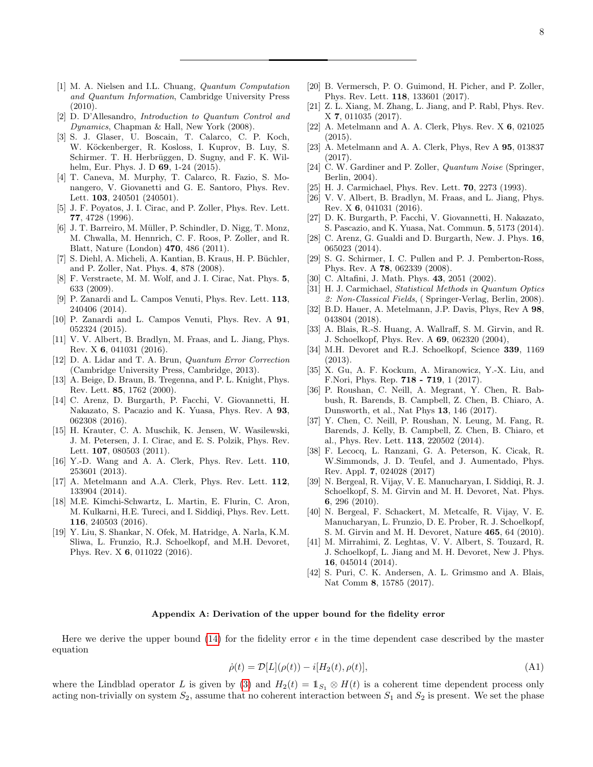[1] M. A. Nielsen and I.L. Chuang, *Quantum Computation and Quantum Information*, Cambridge University Press (2010).

[2] D. D'Allesandro, *Introduction to Quantum Control and Dynamics*, Chapman & Hall, New York (2008).

[3] S. J. Glaser, U. Boscain, T. Calarco, C. P. Koch, W. Köckenberger, R. Kosloss, I. Kuprov, B. Luy, S. Schirmer. T. H. Herbrüggen, D. Sugny, and F. K. Wilhelm, Eur. Phys. J. D **69**, 1-24 (2015).

[4] T. Caneva, M. Murphy, T. Calarco, R. Fazio, S. Monangero, V. Giovanetti and G. E. Santoro, Phys. Rev. Lett. **103**, 240501 (240501).

[5] J. F. Poyatos, J. I. Cirac, and P. Zoller, Phys. Rev. Lett. **77**, 4728 (1996).

[6] J. T. Barreiro, M. Müller, P. Schindler, D. Nigg, T. Monz, M. Chwalla, M. Hennrich, C. F. Roos, P. Zoller, and R. Blatt, Nature (London) **470**, 486 (2011).

[7] S. Diehl, A. Micheli, A. Kantian, B. Kraus, H. P. Büchler, and P. Zoller, Nat. Phys. **4**, 878 (2008).

[8] F. Verstraete, M. M. Wolf, and J. I. Cirac, Nat. Phys. **5**, 633 (2009).

[9] P. Zanardi and L. Campos Venuti, Phys. Rev. Lett. **113**, 240406 (2014).

[10] P. Zanardi and L. Campos Venuti, Phys. Rev. A **91**, 052324 (2015).

[11] V. V. Albert, B. Bradlyn, M. Fraas, and L. Jiang, Phys. Rev. X **6**, 041031 (2016).

[12] D. A. Lidar and T. A. Brun, *Quantum Error Correction* (Cambridge University Press, Cambridge, 2013).

[13] A. Beige, D. Braun, B. Tregenna, and P. L. Knight, Phys. Rev. Lett. **85**, 1762 (2000).

[14] C. Arenz, D. Burgarth, P. Facchi, V. Giovannetti, H. Nakazato, S. Pacazio and K. Yuasa, Phys. Rev. A **93**, 062308 (2016).

[15] H. Krauter, C. A. Muschik, K. Jensen, W. Wasilewski, J. M. Petersen, J. I. Cirac, and E. S. Polzik, Phys. Rev. Lett. **107**, 080503 (2011).

[16] Y.-D. Wang and A. A. Clerk, Phys. Rev. Lett. **110**, 253601 (2013).

[17] A. Metelmann and A.A. Clerk, Phys. Rev. Lett. **112**, 133904 (2014).

[18] M.E. Kimchi-Schwartz, L. Martin, E. Flurin, C. Aron, M. Kulkarni, H.E. Tureci, and I. Siddiqi, Phys. Rev. Lett. **116**, 240503 (2016).

[19] Y. Liu, S. Shankar, N. Ofek, M. Hatridge, A. Narla, K.M. Sliwa, L. Frunzio, R.J. Schoelkopf, and M.H. Devoret, Phys. Rev. X **6**, 011022 (2016).

[20] B. Vermersch, P. O. Guimond, H. Picher, and P. Zoller, Phys. Rev. Lett. **118**, 133601 (2017).

[21] Z. L. Xiang, M. Zhang, L. Jiang, and P. Rabl, Phys. Rev. X **7**, 011035 (2017).

[22] A. Metelmann and A. A. Clerk, Phys. Rev. X **6**, 021025 (2015).

[23] A. Metelmann and A. A. Clerk, Phys, Rev A **95**, 013837 (2017).

[24] C. W. Gardiner and P. Zoller, *Quantum Noise* (Springer, Berlin, 2004).

[25] H. J. Carmichael, Phys. Rev. Lett. **70**, 2273 (1993).

[26] V. V. Albert, B. Bradlyn, M. Fraas, and L. Jiang, Phys. Rev. X **6**, 041031 (2016).

[27] D. K. Burgarth, P. Facchi, V. Giovannetti, H. Nakazato, S. Pascazio, and K. Yuasa, Nat. Commun. **5**, 5173 (2014).

[28] C. Arenz, G. Gualdi and D. Burgarth, New. J. Phys. **16**, 065023 (2014).

[29] S. G. Schirmer, I. C. Pullen and P. J. Pemberton-Ross, Phys. Rev. A **78**, 062339 (2008).

[30] C. Altafini, J. Math. Phys. **43**, 2051 (2002).

[31] H. J. Carmichael, *Statistical Methods in Quantum Optics 2: Non-Classical Fields*, ( Springer-Verlag, Berlin, 2008).

[32] B.D. Hauer, A. Metelmann, J.P. Davis, Phys, Rev A **98**, 043804 (2018).

[33] A. Blais, R.-S. Huang, A. Wallraff, S. M. Girvin, and R. J. Schoelkopf, Phys. Rev. A **69**, 062320 (2004),

[34] M.H. Devoret and R.J. Schoelkopf, Science **339**, 1169 (2013).

[35] X. Gu, A. F. Kockum, A. Miranowicz, Y.-X. Liu, and F.Nori, Phys. Rep. **718 - 719**, 1 (2017).

[36] P. Roushan, C. Neill, A. Megrant, Y. Chen, R. Babbush, R. Barends, B. Campbell, Z. Chen, B. Chiaro, A. Dunsworth, et al., Nat Phys **13**, 146 (2017).

[37] Y. Chen, C. Neill, P. Roushan, N. Leung, M. Fang, R. Barends, J. Kelly, B. Campbell, Z. Chen, B. Chiaro, et al., Phys. Rev. Lett. **113**, 220502 (2014).

[38] F. Lecocq, L. Ranzani, G. A. Peterson, K. Cicak, R. W.Simmonds, J. D. Teufel, and J. Aumentado, Phys. Rev. Appl. **7**, 024028 (2017)

[39] N. Bergeal, R. Vijay, V. E. Manucharyan, I. Siddiqi, R. J. Schoelkopf, S. M. Girvin and M. H. Devoret, Nat. Phys. **6**, 296 (2010).

[40] N. Bergeal, F. Schackert, M. Metcalfe, R. Vijay, V. E. Manucharyan, L. Frunzio, D. E. Prober, R. J. Schoelkopf, S. M. Girvin and M. H. Devoret, Nature **465**, 64 (2010).

[41] M. Mirrahimi, Z. Leghtas, V. V. Albert, S. Touzard, R. J. Schoelkopf, L. Jiang and M. H. Devoret, New J. Phys. **16**, 045014 (2014).

[42] S. Puri, C. K. Andersen, A. L. Grimsmo and A. Blais, Nat Comm **8**, 15785 (2017).

## Appendix A: Derivation of the upper bound for the fidelity error

Here we derive the upper bound (14) for the fidelity error $\epsilon$ in the time dependent case described by the master equation

$$\dot{\rho}(t) = \mathcal{D}[L](\rho(t)) - i[H_2(t), \rho(t)], \tag{A1}$$

where the Lindblad operator $L$ is given by (3) and $H_2(t) = \mathbb{1}_{S_1} \otimes H(t)$ is a coherent time dependent process only acting non-trivially on system $S_2$, assume that no coherent interaction between $S_1$ and $S_2$ is present. We set the phase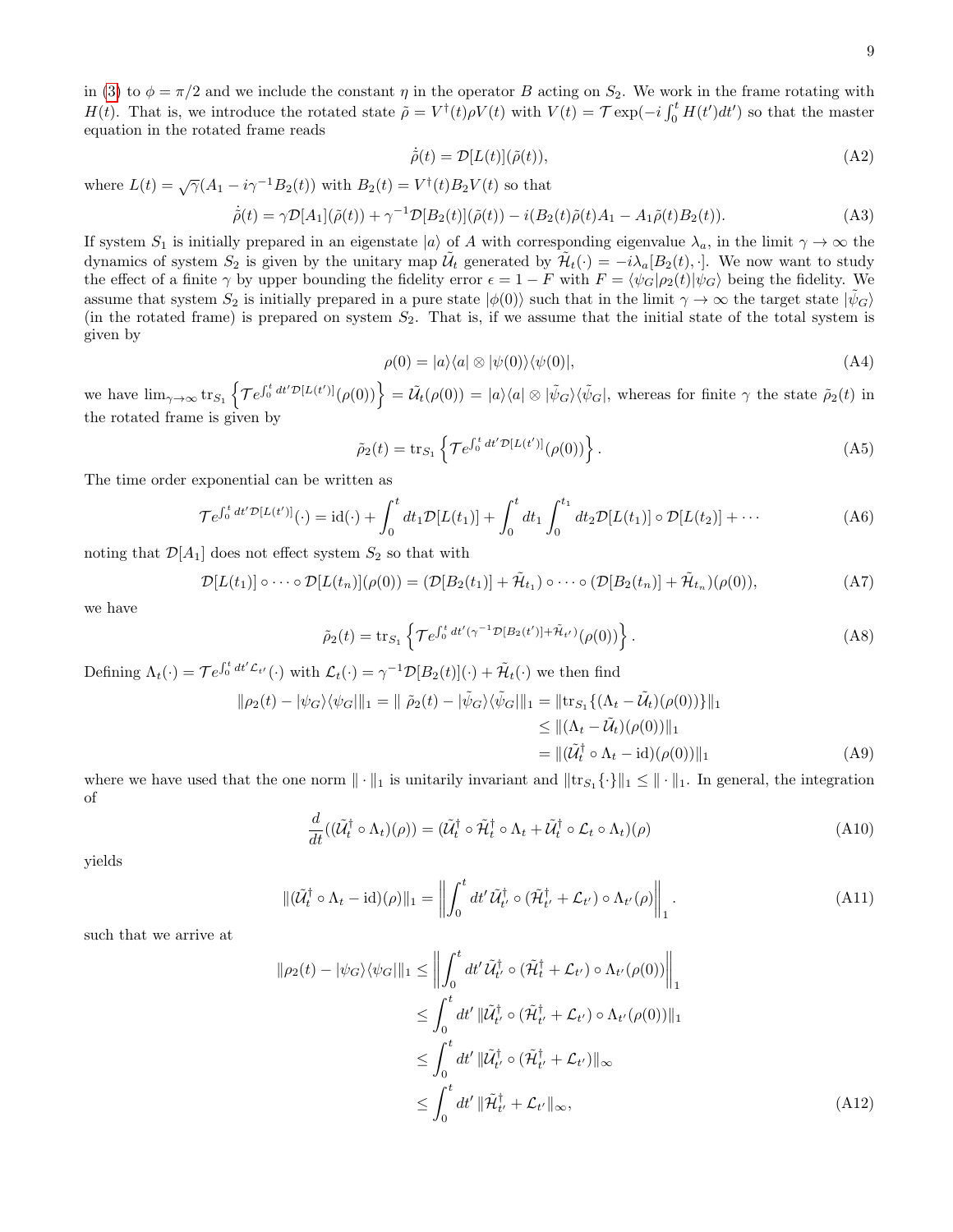in (3) to $\phi = \pi/2$ and we include the constant $\eta$ in the operator $B$ acting on $S_2$. We work in the frame rotating with $H(t)$. That is, we introduce the rotated state $\tilde{\rho} = V^\dagger(t)\rho V(t)$ with $V(t) = \mathcal{T}\exp(-i\int_0^t H(t')dt')$ so that the master equation in the rotated frame reads

$$\dot{\tilde{\rho}}(t) = \mathcal{D}[L(t)](\tilde{\rho}(t)), \tag{A2}$$

where $L(t) = \sqrt{\gamma}(A_1 - i\gamma^{-1}B_2(t))$ with $B_2(t) = V^\dagger(t)B_2V(t)$ so that

$$\dot{\tilde{\rho}}(t) = \gamma\mathcal{D}[A_1](\tilde{\rho}(t)) + \gamma^{-1}\mathcal{D}[B_2(t)](\tilde{\rho}(t)) - i(B_2(t)\tilde{\rho}(t)A_1 - A_1\tilde{\rho}(t)B_2(t)). \tag{A3}$$

If system $S_1$ is initially prepared in an eigenstate $|a\rangle$ of $A$ with corresponding eigenvalue $\lambda_a$, in the limit $\gamma \to \infty$ the dynamics of system $S_2$ is given by the unitary map $\tilde{\mathcal{U}}_t$ generated by $\tilde{\mathcal{H}}_t(\cdot) = -i\lambda_a[B_2(t), \cdot]$. We now want to study the effect of a finite $\gamma$ by upper bounding the fidelity error $\epsilon = 1 - F$ with $F = \langle\psi_G|\rho_2(t)|\psi_G\rangle$ being the fidelity. We assume that system $S_2$ is initially prepared in a pure state $|\phi(0)\rangle$ such that in the limit $\gamma \to \infty$ the target state $|\tilde{\psi}_G\rangle$ (in the rotated frame) is prepared on system $S_2$. That is, if we assume that the initial state of the total system is given by

$$\rho(0) = |a\rangle\langle a| \otimes |\psi(0)\rangle\langle\psi(0)|, \tag{A4}$$

we have $\lim_{\gamma\to\infty} \mathrm{tr}_{S_1}\left\{\mathcal{T}e^{\int_0^t dt'\mathcal{D}[L(t')]}(\rho(0))\right\} = \tilde{\mathcal{U}}_t(\rho(0)) = |a\rangle\langle a| \otimes |\tilde{\psi}_G\rangle\langle\tilde{\psi}_G|$, whereas for finite $\gamma$ the state $\tilde{\rho}_2(t)$ in the rotated frame is given by

$$\tilde{\rho}_2(t) = \mathrm{tr}_{S_1}\left\{\mathcal{T}e^{\int_0^t dt'\mathcal{D}[L(t')]}(\rho(0))\right\}. \tag{A5}$$

The time order exponential can be written as

$$\mathcal{T}e^{\int_0^t dt'\mathcal{D}[L(t')]}(\cdot) = \mathrm{id}(\cdot) + \int_0^t dt_1\mathcal{D}[L(t_1)] + \int_0^t dt_1\int_0^{t_1} dt_2\mathcal{D}[L(t_1)] \circ \mathcal{D}[L(t_2)] + \cdots \tag{A6}$$

noting that $\mathcal{D}[A_1]$ does not effect system $S_2$ so that with

$$\mathcal{D}[L(t_1)] \circ \cdots \circ \mathcal{D}[L(t_n)](\rho(0)) = (\mathcal{D}[B_2(t_1)] + \tilde{\mathcal{H}}_{t_1}) \circ \cdots \circ (\mathcal{D}[B_2(t_n)] + \tilde{\mathcal{H}}_{t_n})(\rho(0)), \tag{A7}$$

we have

$$\tilde{\rho}_2(t) = \mathrm{tr}_{S_1}\left\{\mathcal{T}e^{\int_0^t dt'(\gamma^{-1}\mathcal{D}[B_2(t')] + \tilde{\mathcal{H}}_{t'})}(\rho(0))\right\}. \tag{A8}$$

Defining $\Lambda_t(\cdot) = \mathcal{T}e^{\int_0^t dt'\mathcal{L}_{t'}}(\cdot)$ with $\mathcal{L}_t(\cdot) = \gamma^{-1}\mathcal{D}[B_2(t)](\cdot) + \tilde{\mathcal{H}}_t(\cdot)$ we then find

$$\begin{aligned}
\|\rho_2(t) - |\psi_G\rangle\langle\psi_G|\|_1 = \|\ \tilde{\rho}_2(t) - |\tilde{\psi}_G\rangle\langle\tilde{\psi}_G|\|_1 &= \|\mathrm{tr}_{S_1}\{(\Lambda_t - \tilde{\mathcal{U}}_t)(\rho(0))\}\|_1 \\
&\leq \|(\Lambda_t - \tilde{\mathcal{U}}_t)(\rho(0))\|_1 \\
&= \|(\tilde{\mathcal{U}}_t^\dagger \circ \Lambda_t - \mathrm{id})(\rho(0))\|_1
\end{aligned} \tag{A9}$$

where we have used that the one norm $\|\cdot\|_1$ is unitarily invariant and $\|\mathrm{tr}_{S_1}\{\cdot\}\|_1 \leq \|\cdot\|_1$. In general, the integration of

$$\frac{d}{dt}((\tilde{\mathcal{U}}_t^\dagger \circ \Lambda_t)(\rho)) = (\tilde{\mathcal{U}}_t^\dagger \circ \tilde{\mathcal{H}}_t^\dagger \circ \Lambda_t + \tilde{\mathcal{U}}_t^\dagger \circ \mathcal{L}_t \circ \Lambda_t)(\rho) \tag{A10}$$

yields

$$\|(\tilde{\mathcal{U}}_t^\dagger \circ \Lambda_t - \mathrm{id})(\rho)\|_1 = \left\|\int_0^t dt'\,\tilde{\mathcal{U}}_{t'}^\dagger \circ (\tilde{\mathcal{H}}_{t'}^\dagger + \mathcal{L}_{t'}) \circ \Lambda_{t'}(\rho)\right\|_1. \tag{A11}$$

such that we arrive at

$$\begin{aligned}
\|\rho_2(t) - |\psi_G\rangle\langle\psi_G|\|_1 &\leq \left\|\int_0^t dt'\,\tilde{\mathcal{U}}_{t'}^\dagger \circ (\tilde{\mathcal{H}}_t^\dagger + \mathcal{L}_{t'}) \circ \Lambda_{t'}(\rho(0))\right\|_1 \\
&\leq \int_0^t dt'\,\|\tilde{\mathcal{U}}_{t'}^\dagger \circ (\tilde{\mathcal{H}}_{t'}^\dagger + \mathcal{L}_{t'}) \circ \Lambda_{t'}(\rho(0))\|_1 \\
&\leq \int_0^t dt'\,\|\tilde{\mathcal{U}}_{t'}^\dagger \circ (\tilde{\mathcal{H}}_{t'}^\dagger + \mathcal{L}_{t'})\|_\infty \\
&\leq \int_0^t dt'\,\|\tilde{\mathcal{H}}_{t'}^\dagger + \mathcal{L}_{t'}\|_\infty,
\end{aligned} \tag{A12}$$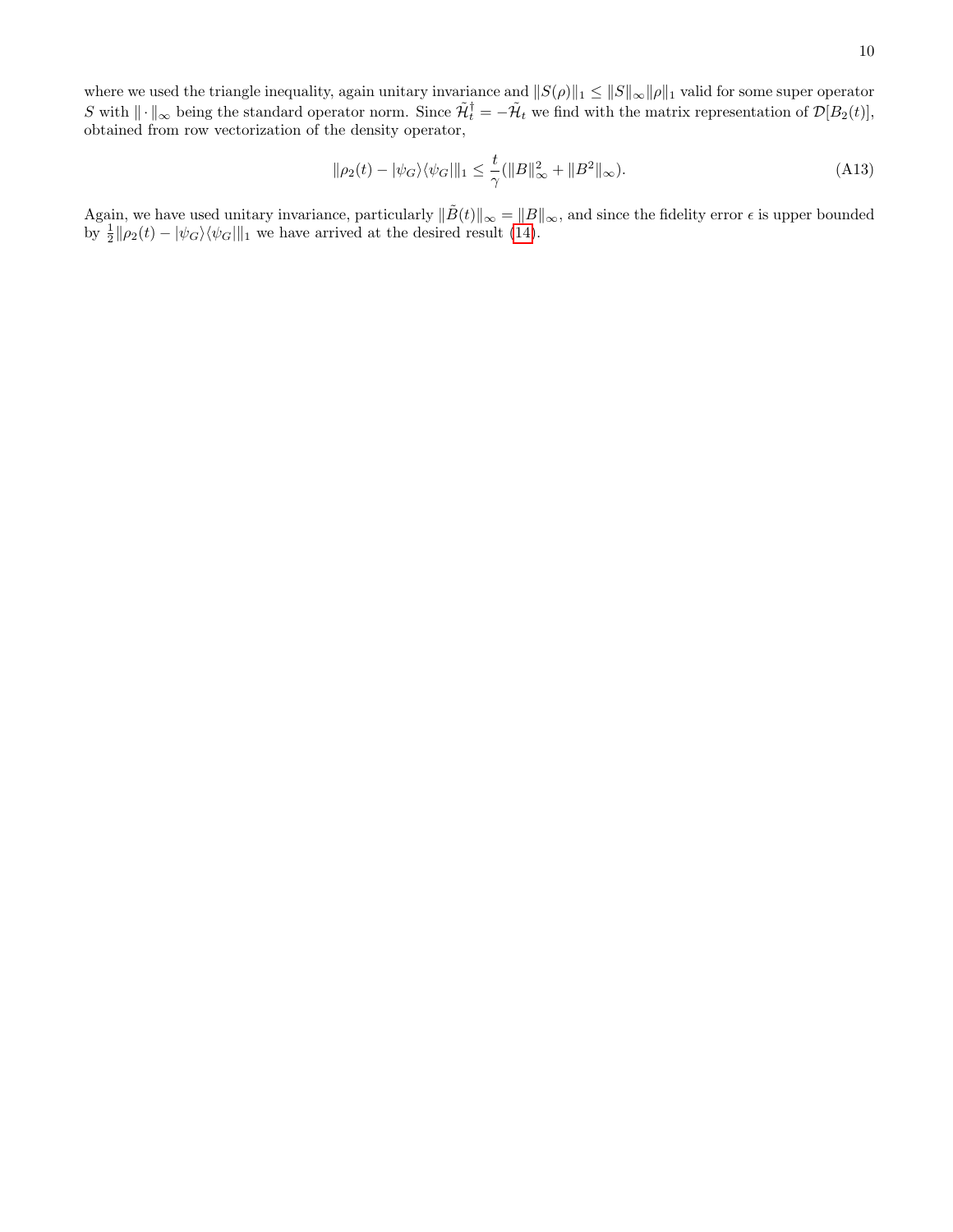where we used the triangle inequality, again unitary invariance and $\|S(\rho)\|_1 \leq \|S\|_\infty \|\rho\|_1$ valid for some super operator $S$ with $\|\cdot\|_\infty$ being the standard operator norm. Since $\tilde{\mathcal{H}}_t^\dagger = -\tilde{\mathcal{H}}_t$ we find with the matrix representation of $\mathcal{D}[B_2(t)]$, obtained from row vectorization of the density operator,

$$\|\rho_2(t) - |\psi_G\rangle\langle\psi_G|\|_1 \leq \frac{t}{\gamma}(\|B\|_\infty^2 + \|B^2\|_\infty). \tag{A13}$$

Again, we have used unitary invariance, particularly $\|\tilde{B}(t)\|_\infty = \|B\|_\infty$, and since the fidelity error $\epsilon$ is upper bounded by $\frac{1}{2}\|\rho_2(t) - |\psi_G\rangle\langle\psi_G|\|_1$ we have arrived at the desired result (14).